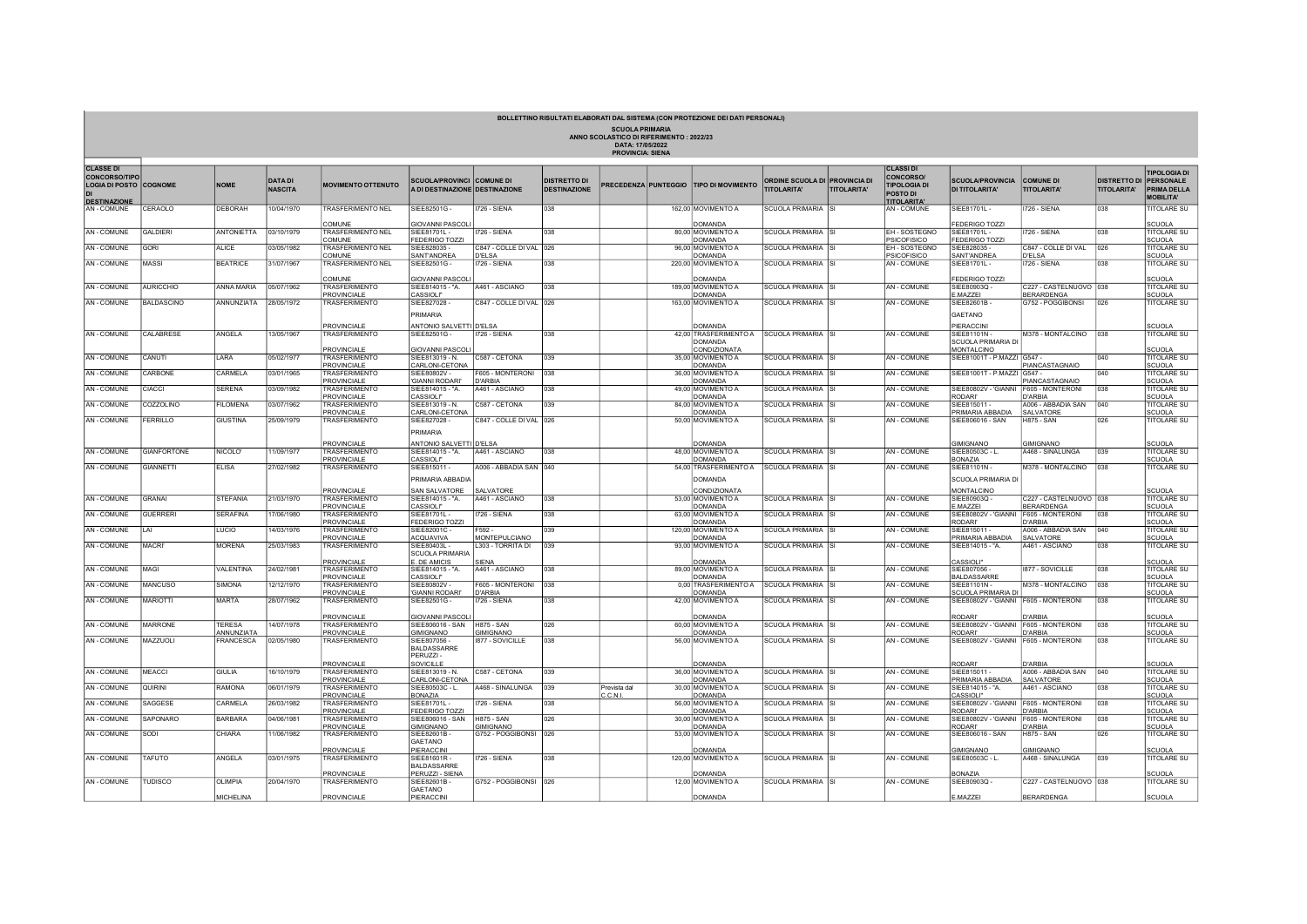# BOLLETTINO RISULTATI ELABORATI DAL SISTEMA (CON PROTEZIONE DEI DATI PERSONALI)

**SCUOLA PRIMARIA**
**ANNO SCOLASTICO DI RIFERIMENTO : 2022/23**
**DATA: 17/05/2022**
**PROVINCIA: SIENA**

| CLASSE DI CONCORSO/TIPOLOGIA DI POSTO DI DESTINAZIONE | COGNOME | NOME | DATA DI NASCITA | MOVIMENTO OTTENUTO | SCUOLA/PROVINCIA DI DESTINAZIONE | COMUNE DI DESTINAZIONE | DISTRETTO DI DESTINAZIONE | PRECEDENZA | PUNTEGGIO | TIPO DI MOVIMENTO | ORDINE SCUOLA DI TITOLARITA' | PROVINCIA DI TITOLARITA' | CLASSI DI CONCORSO/TIPOLOGIA DI POSTO DI TITOLARITA' | SCUOLA/PROVINCIA DI TITOLARITA' | COMUNE DI TITOLARITA' | DISTRETTO DI TITOLARITA' | TIPOLOGIA DI PERSONALE PRIMA DELLA MOBILITA' |
|---|---|---|---|---|---|---|---|---|---|---|---|---|---|---|---|---|---|
| AN - COMUNE | CERAOLO | DEBORAH | 10/04/1970 | TRASFERIMENTO NEL COMUNE | SIEE82501G - GIOVANNI PASCOLI | I726 - SIENA | 038 | | 162,00 | MOVIMENTO A DOMANDA | SCUOLA PRIMARIA | SI | AN - COMUNE | SIEE81701L - FEDERIGO TOZZI | I726 - SIENA | 038 | TITOLARE SU SCUOLA |
| AN - COMUNE | GALDIERI | ANTONIETTA | 03/10/1979 | TRASFERIMENTO NEL COMUNE | SIEE81701L - FEDERIGO TOZZI | I726 - SIENA | 038 | | 80,00 | MOVIMENTO A DOMANDA | SCUOLA PRIMARIA | SI | EH - SOSTEGNO PSICOFISICO | SIEE81701L - FEDERIGO TOZZI | I726 - SIENA | 038 | TITOLARE SU SCUOLA |
| AN - COMUNE | GORI | ALICE | 03/05/1982 | TRASFERIMENTO NEL COMUNE | SIEE828035 - SANT'ANDREA | C847 - COLLE DI VAL D'ELSA | 026 | | 96,00 | MOVIMENTO A DOMANDA | SCUOLA PRIMARIA | SI | EH - SOSTEGNO PSICOFISICO | SIEE828035 - SANT'ANDREA | C847 - COLLE DI VAL D'ELSA | 026 | TITOLARE SU SCUOLA |
| AN - COMUNE | MASSI | BEATRICE | 31/07/1967 | TRASFERIMENTO NEL COMUNE | SIEE82501G - GIOVANNI PASCOLI | I726 - SIENA | 038 | | 220,00 | MOVIMENTO A DOMANDA | SCUOLA PRIMARIA | SI | AN - COMUNE | SIEE81701L - FEDERIGO TOZZI | I726 - SIENA | 038 | TITOLARE SU SCUOLA |
| AN - COMUNE | AURICCHIO | ANNA MARIA | 05/07/1962 | TRASFERIMENTO PROVINCIALE | SIEE814015 - "A. CASSIOLI" | A461 - ASCIANO | 038 | | 189,00 | MOVIMENTO A DOMANDA | SCUOLA PRIMARIA | SI | AN - COMUNE | SIEE80903Q - E.MAZZEI | C227 - CASTELNUOVO BERARDENGA | 038 | TITOLARE SU SCUOLA |
| AN - COMUNE | BALDASCINO | ANNUNZIATA | 28/05/1972 | TRASFERIMENTO PROVINCIALE | SIEE827028 - PRIMARIA ANTONIO SALVETTI | C847 - COLLE DI VAL D'ELSA | 026 | | 163,00 | MOVIMENTO A DOMANDA | SCUOLA PRIMARIA | SI | AN - COMUNE | SIEE82601B - GAETANO PIERACCINI | G752 - POGGIBONSI | 026 | TITOLARE SU SCUOLA |
| AN - COMUNE | CALABRESE | ANGELA | 13/05/1967 | TRASFERIMENTO PROVINCIALE | SIEE82501G - GIOVANNI PASCOLI | I726 - SIENA | 038 | | 42,00 | TRASFERIMENTO A DOMANDA CONDIZIONATA | SCUOLA PRIMARIA | SI | AN - COMUNE | SIEE81101N - SCUOLA PRIMARIA DI MONTALCINO | M378 - MONTALCINO | 038 | TITOLARE SU SCUOLA |
| AN - COMUNE | CANUTI | LARA | 05/02/1977 | TRASFERIMENTO PROVINCIALE | SIEE813019 - N. CARLONI-CETONA | C587 - CETONA | 039 | | 35,00 | MOVIMENTO A DOMANDA | SCUOLA PRIMARIA | SI | AN - COMUNE | SIEE81001T - P.MAZZI | G547 - PIANCASTAGNAIO | 040 | TITOLARE SU SCUOLA |
| AN - COMUNE | CARBONE | CARMELA | 03/01/1965 | TRASFERIMENTO PROVINCIALE | SIEE80802V - 'GIANNI RODARI' | F605 - MONTERONI D'ARBIA | 038 | | 36,00 | MOVIMENTO A DOMANDA | SCUOLA PRIMARIA | SI | AN - COMUNE | SIEE81001T - P.MAZZI | G547 - PIANCASTAGNAIO | 040 | TITOLARE SU SCUOLA |
| AN - COMUNE | CIACCI | SERENA | 03/09/1982 | TRASFERIMENTO PROVINCIALE | SIEE814015 - "A. CASSIOLI" | A461 - ASCIANO | 038 | | 49,00 | MOVIMENTO A DOMANDA | SCUOLA PRIMARIA | SI | AN - COMUNE | SIEE80802V - 'GIANNI RODARI' | F605 - MONTERONI D'ARBIA | 038 | TITOLARE SU SCUOLA |
| AN - COMUNE | COZZOLINO | FILOMENA | 03/07/1962 | TRASFERIMENTO PROVINCIALE | SIEE813019 - N. CARLONI-CETONA | C587 - CETONA | 039 | | 84,00 | MOVIMENTO A DOMANDA | SCUOLA PRIMARIA | SI | AN - COMUNE | SIEE815011 - PRIMARIA ABBADIA | A006 - ABBADIA SAN SALVATORE | 040 | TITOLARE SU SCUOLA |
| AN - COMUNE | FERRILLO | GIUSTINA | 25/09/1979 | TRASFERIMENTO PROVINCIALE | SIEE827028 - PRIMARIA ANTONIO SALVETTI | C847 - COLLE DI VAL D'ELSA | 026 | | 50,00 | MOVIMENTO A DOMANDA | SCUOLA PRIMARIA | SI | AN - COMUNE | SIEE806016 - SAN GIMIGNANO | H875 - SAN GIMIGNANO | 026 | TITOLARE SU SCUOLA |
| AN - COMUNE | GIANFORTONE | NICOLO' | 11/09/1977 | TRASFERIMENTO PROVINCIALE | SIEE814015 - "A. CASSIOLI" | A461 - ASCIANO | 038 | | 48,00 | MOVIMENTO A DOMANDA | SCUOLA PRIMARIA | SI | AN - COMUNE | SIEE80503C - L. BONAZIA | A468 - SINALUNGA | 039 | TITOLARE SU SCUOLA |
| AN - COMUNE | GIANNETTI | ELISA | 27/02/1982 | TRASFERIMENTO PROVINCIALE | SIEE815011 - PRIMARIA ABBADIA SAN SALVATORE | A006 - ABBADIA SAN SALVATORE | 040 | | 54,00 | TRASFERIMENTO A DOMANDA CONDIZIONATA | SCUOLA PRIMARIA | SI | AN - COMUNE | SIEE81101N - SCUOLA PRIMARIA DI MONTALCINO | M378 - MONTALCINO | 038 | TITOLARE SU SCUOLA |
| AN - COMUNE | GRANAI | STEFANIA | 21/03/1970 | TRASFERIMENTO PROVINCIALE | SIEE814015 - "A. CASSIOLI" | A461 - ASCIANO | 038 | | 53,00 | MOVIMENTO A DOMANDA | SCUOLA PRIMARIA | SI | AN - COMUNE | SIEE80903Q - E.MAZZEI | C227 - CASTELNUOVO BERARDENGA | 038 | TITOLARE SU SCUOLA |
| AN - COMUNE | GUERRERI | SERAFINA | 17/06/1980 | TRASFERIMENTO PROVINCIALE | SIEE81701L - FEDERIGO TOZZI | I726 - SIENA | 038 | | 63,00 | MOVIMENTO A DOMANDA | SCUOLA PRIMARIA | SI | AN - COMUNE | SIEE80802V - 'GIANNI RODARI' | F605 - MONTERONI D'ARBIA | 038 | TITOLARE SU SCUOLA |
| AN - COMUNE | LAI | LUCIO | 14/03/1976 | TRASFERIMENTO PROVINCIALE | SIEE82001C - ACQUAVIVA | F592 - MONTEPULCIANO | 039 | | 120,00 | MOVIMENTO A DOMANDA | SCUOLA PRIMARIA | SI | AN - COMUNE | SIEE815011 - PRIMARIA ABBADIA | A006 - ABBADIA SAN SALVATORE | 040 | TITOLARE SU SCUOLA |
| AN - COMUNE | MACRI' | MORENA | 25/03/1983 | TRASFERIMENTO PROVINCIALE | SIEE80403L - SCUOLA PRIMARIA E. DE AMICIS | L303 - TORRITA DI SIENA | 039 | | 93,00 | MOVIMENTO A DOMANDA | SCUOLA PRIMARIA | SI | AN - COMUNE | SIEE814015 - "A. CASSIOLI" | A461 - ASCIANO | 038 | TITOLARE SU SCUOLA |
| AN - COMUNE | MAGI | VALENTINA | 24/02/1981 | TRASFERIMENTO PROVINCIALE | SIEE814015 - "A. CASSIOLI" | A461 - ASCIANO | 038 | | 89,00 | MOVIMENTO A DOMANDA | SCUOLA PRIMARIA | SI | AN - COMUNE | SIEE807056 - BALDASSARRE | I877 - SOVICILLE | 038 | TITOLARE SU SCUOLA |
| AN - COMUNE | MANCUSO | SIMONA | 12/12/1970 | TRASFERIMENTO PROVINCIALE | SIEE80802V - 'GIANNI RODARI' | F605 - MONTERONI D'ARBIA | 038 | | 0,00 | TRASFERIMENTO A DOMANDA | SCUOLA PRIMARIA | SI | AN - COMUNE | SIEE81101N - SCUOLA PRIMARIA DI | M378 - MONTALCINO | 038 | TITOLARE SU SCUOLA |
| AN - COMUNE | MARIOTTI | MARTA | 28/07/1962 | TRASFERIMENTO PROVINCIALE | SIEE82501G - GIOVANNI PASCOLI | I726 - SIENA | 038 | | 42,00 | MOVIMENTO A DOMANDA | SCUOLA PRIMARIA | SI | AN - COMUNE | SIEE80802V - 'GIANNI RODARI' | F605 - MONTERONI D'ARBIA | 038 | TITOLARE SU SCUOLA |
| AN - COMUNE | MARRONE | TERESA ANNUNZIATA | 14/07/1978 | TRASFERIMENTO PROVINCIALE | SIEE806016 - SAN GIMIGNANO | H875 - SAN GIMIGNANO | 026 | | 60,00 | MOVIMENTO A DOMANDA | SCUOLA PRIMARIA | SI | AN - COMUNE | SIEE80802V - 'GIANNI RODARI' | F605 - MONTERONI D'ARBIA | 038 | TITOLARE SU SCUOLA |
| AN - COMUNE | MAZZUOLI | FRANCESCA | 02/05/1980 | TRASFERIMENTO PROVINCIALE | SIEE807056 - BALDASSARRE PERUZZI - SOVICILLE | I877 - SOVICILLE | 038 | | 56,00 | MOVIMENTO A DOMANDA | SCUOLA PRIMARIA | SI | AN - COMUNE | SIEE80802V - 'GIANNI RODARI' | F605 - MONTERONI D'ARBIA | 038 | TITOLARE SU SCUOLA |
| AN - COMUNE | MEACCI | GIULIA | 16/10/1979 | TRASFERIMENTO PROVINCIALE | SIEE813019 - N. CARLONI-CETONA | C587 - CETONA | 039 | | 36,00 | MOVIMENTO A DOMANDA | SCUOLA PRIMARIA | SI | AN - COMUNE | SIEE815011 - PRIMARIA ABBADIA | A006 - ABBADIA SAN SALVATORE | 040 | TITOLARE SU SCUOLA |
| AN - COMUNE | QUIRINI | RAMONA | 06/01/1979 | TRASFERIMENTO PROVINCIALE | SIEE80503C - L. BONAZIA | A468 - SINALUNGA | 039 | Prevista dal C.C.N.I. | 30,00 | MOVIMENTO A DOMANDA | SCUOLA PRIMARIA | SI | AN - COMUNE | SIEE814015 - "A. CASSIOLI" | A461 - ASCIANO | 038 | TITOLARE SU SCUOLA |
| AN - COMUNE | SAGGESE | CARMELA | 26/03/1982 | TRASFERIMENTO PROVINCIALE | SIEE81701L - FEDERIGO TOZZI | I726 - SIENA | 038 | | 56,00 | MOVIMENTO A DOMANDA | SCUOLA PRIMARIA | SI | AN - COMUNE | SIEE80802V - 'GIANNI RODARI' | F605 - MONTERONI D'ARBIA | 038 | TITOLARE SU SCUOLA |
| AN - COMUNE | SAPONARO | BARBARA | 04/06/1981 | TRASFERIMENTO PROVINCIALE | SIEE806016 - SAN GIMIGNANO | H875 - SAN GIMIGNANO | 026 | | 30,00 | MOVIMENTO A DOMANDA | SCUOLA PRIMARIA | SI | AN - COMUNE | SIEE80802V - 'GIANNI RODARI' | F605 - MONTERONI D'ARBIA | 038 | TITOLARE SU SCUOLA |
| AN - COMUNE | SODI | CHIARA | 11/06/1982 | TRASFERIMENTO PROVINCIALE | SIEE82601B - GAETANO PIERACCINI | G752 - POGGIBONSI | 026 | | 53,00 | MOVIMENTO A DOMANDA | SCUOLA PRIMARIA | SI | AN - COMUNE | SIEE806016 - SAN GIMIGNANO | H875 - SAN GIMIGNANO | 026 | TITOLARE SU SCUOLA |
| AN - COMUNE | TAFUTO | ANGELA | 03/01/1975 | TRASFERIMENTO PROVINCIALE | SIEE81601R - BALDASSARRE PERUZZI - SIENA | I726 - SIENA | 038 | | 120,00 | MOVIMENTO A DOMANDA | SCUOLA PRIMARIA | SI | AN - COMUNE | SIEE80503C - L. BONAZIA | A468 - SINALUNGA | 039 | TITOLARE SU SCUOLA |
| AN - COMUNE | TUDISCO | OLIMPIA MICHELINA | 20/04/1970 | TRASFERIMENTO PROVINCIALE | SIEE82601B - GAETANO PIERACCINI | G752 - POGGIBONSI | 026 | | 12,00 | MOVIMENTO A DOMANDA | SCUOLA PRIMARIA | SI | AN - COMUNE | SIEE80903Q - E.MAZZEI | C227 - CASTELNUOVO BERARDENGA | 038 | TITOLARE SU SCUOLA |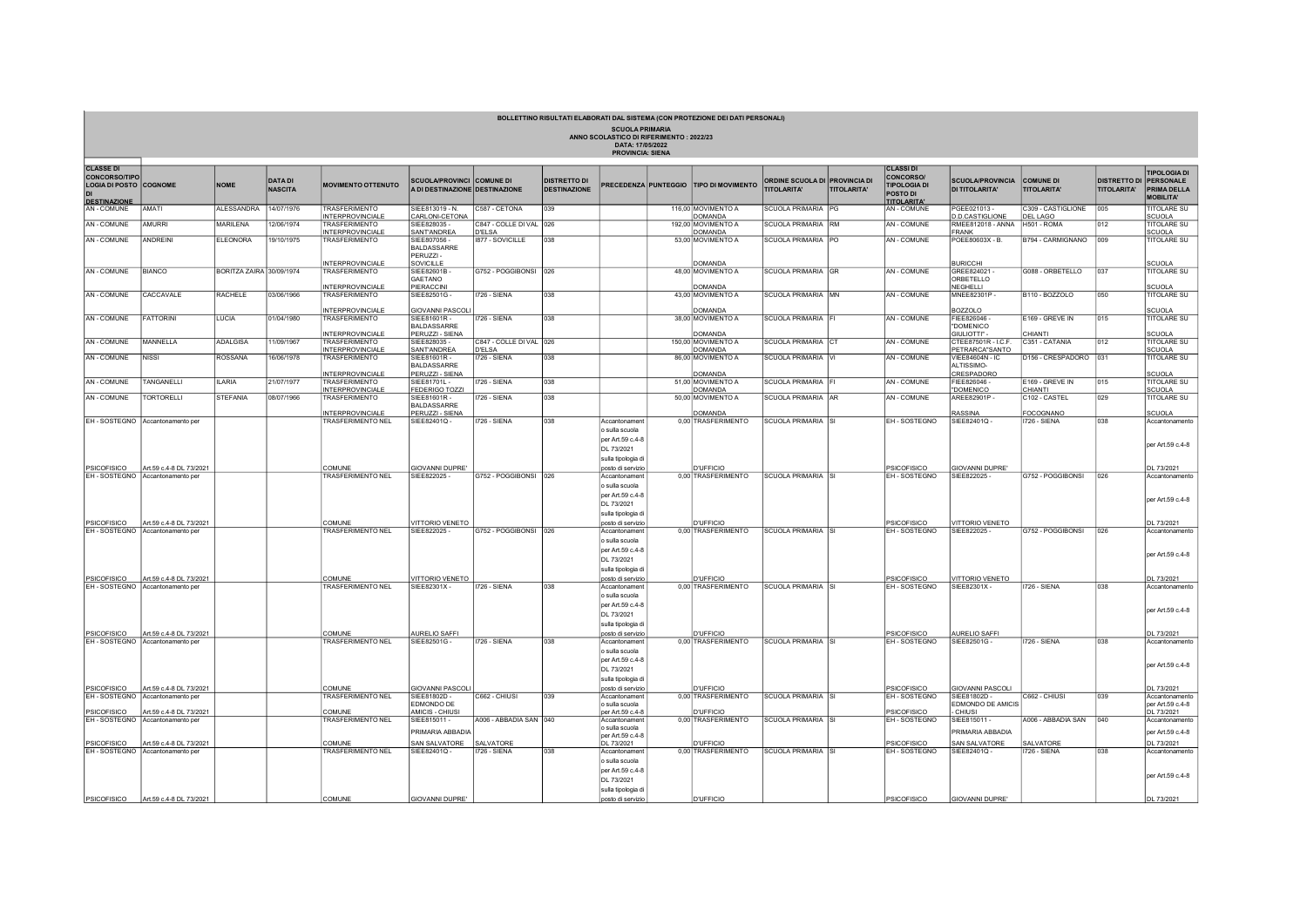**BOLLETTINO RISULTATI ELABORATI DAL SISTEMA (CON PROTEZIONE DEI DATI PERSONALI)**

**SCUOLA PRIMARIA**
**ANNO SCOLASTICO DI RIFERIMENTO : 2022/23**
**DATA: 17/05/2022**
**PROVINCIA: SIENA**

| CLASSE DI CONCORSO/TIPO LOGIA DI POSTO DI DESTINAZIONE | COGNOME | NOME | DATA DI NASCITA | MOVIMENTO OTTENUTO | SCUOLA/PROVINCIA DI DESTINAZIONE | COMUNE DI DESTINAZIONE | DISTRETTO DI DESTINAZIONE | PRECEDENZA | PUNTEGGIO | TIPO DI MOVIMENTO | ORDINE SCUOLA DI TITOLARITA' | PROVINCIA DI TITOLARITA' | CLASSI DI CONCORSO/ TIPOLOGIA DI POSTO DI TITOLARITA' | SCUOLA/PROVINCIA DI TITOLARITA' | COMUNE DI TITOLARITA' | DISTRETTO DI TITOLARITA' | TIPOLOGIA DI PERSONALE PRIMA DELLA MOBILITA' |
|---|---|---|---|---|---|---|---|---|---|---|---|---|---|---|---|---|---|
| AN - COMUNE | AMATI | ALESSANDRA | 14/07/1976 | TRASFERIMENTO INTERPROVINCIALE | SIEE813019 - N. CARLONI-CETONA | C587 - CETONA | 039 | | 116,00 | MOVIMENTO A DOMANDA | SCUOLA PRIMARIA | PG | AN - COMUNE | PGEE021013 - D.D.CASTIGLIONE | C309 - CASTIGLIONE DEL LAGO | 005 | TITOLARE SU SCUOLA |
| AN - COMUNE | AMURRI | MARILENA | 12/06/1974 | TRASFERIMENTO INTERPROVINCIALE | SIEE828035 - SANT'ANDREA | C847 - COLLE DI VAL D'ELSA | 026 | | 192,00 | MOVIMENTO A DOMANDA | SCUOLA PRIMARIA | RM | AN - COMUNE | RMEE812018 - ANNA FRANK | H501 - ROMA | 012 | TITOLARE SU SCUOLA |
| AN - COMUNE | ANDREINI | ELEONORA | 19/10/1975 | TRASFERIMENTO INTERPROVINCIALE | SIEE807056 - BALDASSARRE PERUZZI - SOVICILLE | I877 - SOVICILLE | 038 | | 53,00 | MOVIMENTO A DOMANDA | SCUOLA PRIMARIA | PO | AN - COMUNE | POEE80603X - B. BURICCHI | B794 - CARMIGNANO | 009 | TITOLARE SU SCUOLA |
| AN - COMUNE | BIANCO | BORITZA ZAIRA | 30/09/1974 | TRASFERIMENTO INTERPROVINCIALE | SIEE82601B - GAETANO PIERACCINI | G752 - POGGIBONSI | 026 | | 48,00 | MOVIMENTO A DOMANDA | SCUOLA PRIMARIA | GR | AN - COMUNE | GREE824021 - ORBETELLO NEGHELLI | G088 - ORBETELLO | 037 | TITOLARE SU SCUOLA |
| AN - COMUNE | CACCAVALE | RACHELE | 03/06/1966 | TRASFERIMENTO INTERPROVINCIALE | SIEE82501G - GIOVANNI PASCOLI | I726 - SIENA | 038 | | 43,00 | MOVIMENTO A DOMANDA | SCUOLA PRIMARIA | MN | AN - COMUNE | MNEE82301P - BOZZOLO | B110 - BOZZOLO | 050 | TITOLARE SU SCUOLA |
| AN - COMUNE | FATTORINI | LUCIA | 01/04/1980 | TRASFERIMENTO INTERPROVINCIALE | SIEE81601R - BALDASSARRE PERUZZI - SIENA | I726 - SIENA | 038 | | 38,00 | MOVIMENTO A DOMANDA | SCUOLA PRIMARIA | FI | AN - COMUNE | FIEE826046 - "DOMENICO GIULIOTTI" - | E169 - GREVE IN CHIANTI | 015 | TITOLARE SU SCUOLA |
| AN - COMUNE | MANNELLA | ADALGISA | 11/09/1967 | TRASFERIMENTO INTERPROVINCIALE | SIEE828035 - SANT'ANDREA | C847 - COLLE DI VAL D'ELSA | 026 | | 150,00 | MOVIMENTO A DOMANDA | SCUOLA PRIMARIA | CT | AN - COMUNE | CTEE87501R - I.C.F. PETRARCA"SANTO | C351 - CATANIA | 012 | TITOLARE SU SCUOLA |
| AN - COMUNE | NISSI | ROSSANA | 16/06/1978 | TRASFERIMENTO INTERPROVINCIALE | SIEE81601R - BALDASSARRE PERUZZI - SIENA | I726 - SIENA | 038 | | 86,00 | MOVIMENTO A DOMANDA | SCUOLA PRIMARIA | VI | AN - COMUNE | VIEE84604N - IC ALTISSIMO-CRESPADORO | D156 - CRESPADORO | 031 | TITOLARE SU SCUOLA |
| AN - COMUNE | TANGANELLI | ILARIA | 21/07/1977 | TRASFERIMENTO INTERPROVINCIALE | SIEE81701L - FEDERIGO TOZZI | I726 - SIENA | 038 | | 51,00 | MOVIMENTO A DOMANDA | SCUOLA PRIMARIA | FI | AN - COMUNE | FIEE826046 - "DOMENICO | E169 - GREVE IN CHIANTI | 015 | TITOLARE SU SCUOLA |
| AN - COMUNE | TORTORELLI | STEFANIA | 08/07/1966 | TRASFERIMENTO INTERPROVINCIALE | SIEE81601R - BALDASSARRE PERUZZI - SIENA | I726 - SIENA | 038 | | 50,00 | MOVIMENTO A DOMANDA | SCUOLA PRIMARIA | AR | AN - COMUNE | AREE82901P - RASSINA | C102 - CASTEL FOCOGNANO | 029 | TITOLARE SU SCUOLA |
| EH - SOSTEGNO PSICOFISICO | Accantonamento per Art.59 c.4-8 DL 73/2021 | | | TRASFERIMENTO NEL COMUNE | SIEE82401Q - GIOVANNI DUPRE' | I726 - SIENA | 038 | Accantonamento sulla scuola per Art.59 c.4-8 DL 73/2021 sulla tipologia di posto di servizio | 0,00 | TRASFERIMENTO D'UFFICIO | SCUOLA PRIMARIA | SI | EH - SOSTEGNO PSICOFISICO | SIEE82401Q - GIOVANNI DUPRE' | I726 - SIENA | 038 | Accantonamento per Art.59 c.4-8 DL 73/2021 |
| EH - SOSTEGNO PSICOFISICO | Accantonamento per Art.59 c.4-8 DL 73/2021 | | | TRASFERIMENTO NEL COMUNE | SIEE822025 - VITTORIO VENETO | G752 - POGGIBONSI | 026 | Accantonamento sulla scuola per Art.59 c.4-8 DL 73/2021 sulla tipologia di posto di servizio | 0,00 | TRASFERIMENTO D'UFFICIO | SCUOLA PRIMARIA | SI | EH - SOSTEGNO PSICOFISICO | SIEE822025 - VITTORIO VENETO | G752 - POGGIBONSI | 026 | Accantonamento per Art.59 c.4-8 DL 73/2021 |
| EH - SOSTEGNO PSICOFISICO | Accantonamento per Art.59 c.4-8 DL 73/2021 | | | TRASFERIMENTO NEL COMUNE | SIEE822025 - VITTORIO VENETO | G752 - POGGIBONSI | 026 | Accantonamento sulla scuola per Art.59 c.4-8 DL 73/2021 sulla tipologia di posto di servizio | 0,00 | TRASFERIMENTO D'UFFICIO | SCUOLA PRIMARIA | SI | EH - SOSTEGNO PSICOFISICO | SIEE822025 - VITTORIO VENETO | G752 - POGGIBONSI | 026 | Accantonamento per Art.59 c.4-8 DL 73/2021 |
| EH - SOSTEGNO PSICOFISICO | Accantonamento per Art.59 c.4-8 DL 73/2021 | | | TRASFERIMENTO NEL COMUNE | SIEE82301X - AURELIO SAFFI | I726 - SIENA | 038 | Accantonamento sulla scuola per Art.59 c.4-8 DL 73/2021 sulla tipologia di posto di servizio | 0,00 | TRASFERIMENTO D'UFFICIO | SCUOLA PRIMARIA | SI | EH - SOSTEGNO PSICOFISICO | SIEE82301X - AURELIO SAFFI | I726 - SIENA | 038 | Accantonamento per Art.59 c.4-8 DL 73/2021 |
| EH - SOSTEGNO PSICOFISICO | Accantonamento per Art.59 c.4-8 DL 73/2021 | | | TRASFERIMENTO NEL COMUNE | SIEE82501G - GIOVANNI PASCOLI | I726 - SIENA | 038 | Accantonamento sulla scuola per Art.59 c.4-8 DL 73/2021 sulla tipologia di posto di servizio | 0,00 | TRASFERIMENTO D'UFFICIO | SCUOLA PRIMARIA | SI | EH - SOSTEGNO PSICOFISICO | SIEE82501G - GIOVANNI PASCOLI | I726 - SIENA | 038 | Accantonamento per Art.59 c.4-8 DL 73/2021 |
| EH - SOSTEGNO PSICOFISICO | Accantonamento per Art.59 c.4-8 DL 73/2021 | | | TRASFERIMENTO NEL COMUNE | SIEE81802D - EDMONDO DE AMICIS - CHIUSI | C662 - CHIUSI | 039 | Accantonamento sulla scuola per Art.59 c.4-8 | 0,00 | TRASFERIMENTO D'UFFICIO | SCUOLA PRIMARIA | SI | EH - SOSTEGNO PSICOFISICO | SIEE81802D - EDMONDO DE AMICIS - CHIUSI | C662 - CHIUSI | 039 | Accantonamento per Art.59 c.4-8 DL 73/2021 |
| EH - SOSTEGNO PSICOFISICO | Accantonamento per Art.59 c.4-8 DL 73/2021 | | | TRASFERIMENTO NEL COMUNE | SIEE815011 - PRIMARIA ABBADIA SAN SALVATORE | A006 - ABBADIA SAN SALVATORE | 040 | Accantonamento sulla scuola per Art.59 c.4-8 DL 73/2021 | 0,00 | TRASFERIMENTO D'UFFICIO | SCUOLA PRIMARIA | SI | EH - SOSTEGNO PSICOFISICO | SIEE815011 - PRIMARIA ABBADIA SAN SALVATORE | A006 - ABBADIA SAN SALVATORE | 040 | Accantonamento per Art.59 c.4-8 DL 73/2021 |
| EH - SOSTEGNO PSICOFISICO | Accantonamento per Art.59 c.4-8 DL 73/2021 | | | TRASFERIMENTO NEL COMUNE | SIEE82401Q - GIOVANNI DUPRE' | I726 - SIENA | 038 | Accantonamento sulla scuola per Art.59 c.4-8 DL 73/2021 sulla tipologia di posto di servizio | 0,00 | TRASFERIMENTO D'UFFICIO | SCUOLA PRIMARIA | SI | EH - SOSTEGNO PSICOFISICO | SIEE82401Q - GIOVANNI DUPRE' | I726 - SIENA | 038 | Accantonamento per Art.59 c.4-8 DL 73/2021 |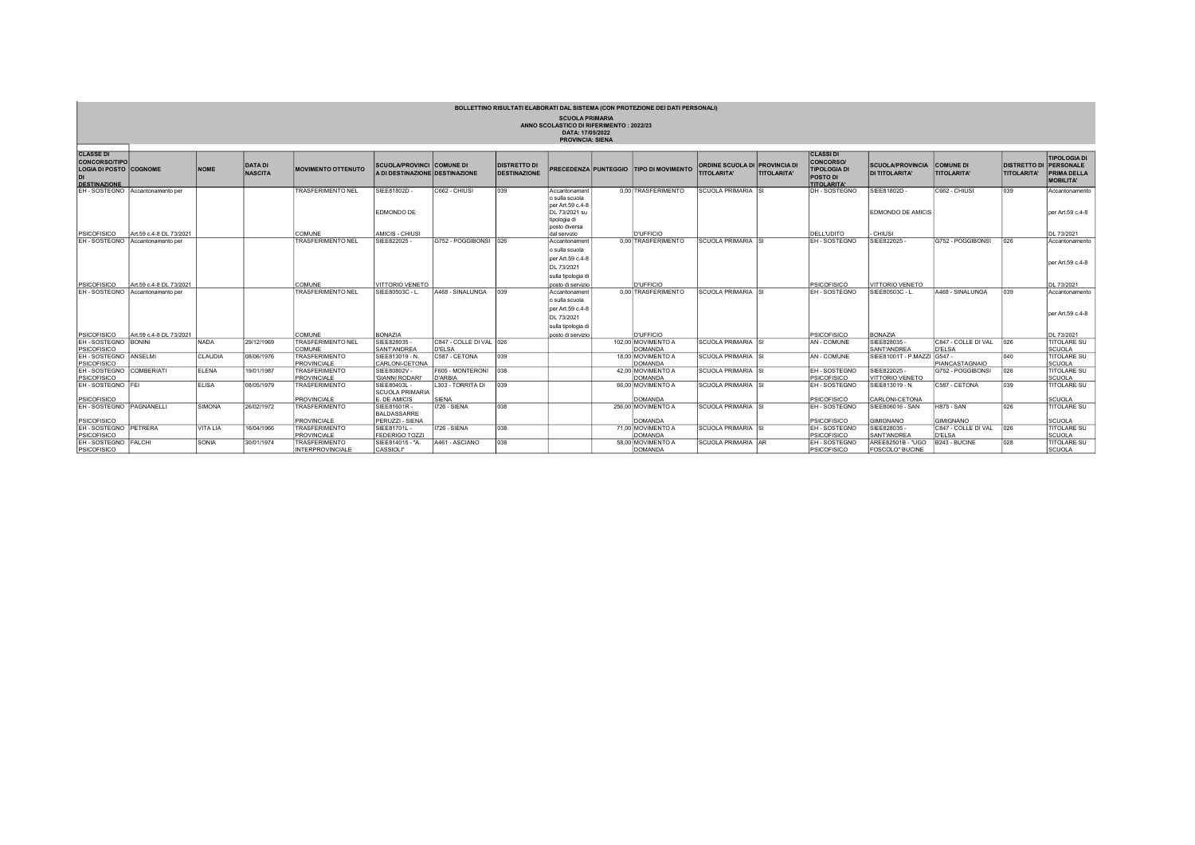**BOLLETTINO RISULTATI ELABORATI DAL SISTEMA (CON PROTEZIONE DEI DATI PERSONALI)**

**SCUOLA PRIMARIA**
**ANNO SCOLASTICO DI RIFERIMENTO : 2022/23**
**DATA: 17/05/2022**
**PROVINCIA: SIENA**

| CLASSE DI CONCORSO/TIPOLOGIA DI POSTO DI DESTINAZIONE | COGNOME | NOME | DATA DI NASCITA | MOVIMENTO OTTENUTO | SCUOLA/PROVINCIA DI DESTINAZIONE | COMUNE DI DESTINAZIONE | DISTRETTO DI DESTINAZIONE | PRECEDENZA | PUNTEGGIO | TIPO DI MOVIMENTO | ORDINE SCUOLA DI TITOLARITA' | PROVINCIA DI TITOLARITA' | CLASSI DI CONCORSO/ TIPOLOGIA DI POSTO DI TITOLARITA' | SCUOLA/PROVINCIA DI TITOLARITA' | COMUNE DI TITOLARITA' | DISTRETTO DI TITOLARITA' | TIPOLOGIA DI PERSONALE PRIMA DELLA MOBILITA' |
|---|---|---|---|---|---|---|---|---|---|---|---|---|---|---|---|---|---|
| EH - SOSTEGNO PSICOFISICO | Accantonamento per Art.59 c.4-8 DL 73/2021 | | | TRASFERIMENTO NEL COMUNE | SIEE81802D - EDMONDO DE AMICIS - CHIUSI | C662 - CHIUSI | 039 | Accantonamento sulla scuola per Art.59 c.4-8 DL 73/2021 su tipologia di posto diversa dal servizio | 0,00 | TRASFERIMENTO D'UFFICIO | SCUOLA PRIMARIA | SI | DH - SOSTEGNO DELL'UDITO | SIEE81802D - EDMONDO DE AMICIS - CHIUSI | C662 - CHIUSI | 039 | Accantonamento per Art.59 c.4-8 DL 73/2021 |
| EH - SOSTEGNO PSICOFISICO | Accantonamento per Art.59 c.4-8 DL 73/2021 | | | TRASFERIMENTO NEL COMUNE | SIEE822025 - VITTORIO VENETO | G752 - POGGIBONSI | 026 | Accantonamento sulla scuola per Art.59 c.4-8 DL 73/2021 sulla tipologia di posto di servizio | 0,00 | TRASFERIMENTO D'UFFICIO | SCUOLA PRIMARIA | SI | EH - SOSTEGNO PSICOFISICO | SIEE822025 - VITTORIO VENETO | G752 - POGGIBONSI | 026 | Accantonamento per Art.59 c.4-8 DL 73/2021 |
| EH - SOSTEGNO PSICOFISICO | Accantonamento per Art.59 c.4-8 DL 73/2021 | | | TRASFERIMENTO NEL COMUNE | SIEE80503C - L. BONAZIA | A468 - SINALUNGA | 039 | Accantonamento sulla scuola per Art.59 c.4-8 DL 73/2021 sulla tipologia di posto di servizio | 0,00 | TRASFERIMENTO D'UFFICIO | SCUOLA PRIMARIA | SI | EH - SOSTEGNO PSICOFISICO | SIEE80503C - L. BONAZIA | A468 - SINALUNGA | 039 | Accantonamento per Art.59 c.4-8 DL 73/2021 |
| EH - SOSTEGNO PSICOFISICO | BONINI | NADA | 29/12/1969 | TRASFERIMENTO NEL COMUNE | SIEE828035 - SANT'ANDREA | C847 - COLLE DI VAL D'ELSA | 026 | | 102,00 | MOVIMENTO A DOMANDA | SCUOLA PRIMARIA | SI | AN - COMUNE | SIEE828035 - SANT'ANDREA | C847 - COLLE DI VAL D'ELSA | 026 | TITOLARE SU SCUOLA |
| EH - SOSTEGNO PSICOFISICO | ANSELMI | CLAUDIA | 08/06/1976 | TRASFERIMENTO PROVINCIALE | SIEE813019 - N. CARLONI-CETONA | C587 - CETONA | 039 | | 18,00 | MOVIMENTO A DOMANDA | SCUOLA PRIMARIA | SI | AN - COMUNE | SIEE81001T - P.MAZZI | G547 - PIANCASTAGNAIO | 040 | TITOLARE SU SCUOLA |
| EH - SOSTEGNO PSICOFISICO | COMBERIATI | ELENA | 19/01/1987 | TRASFERIMENTO PROVINCIALE | SIEE80802V - 'GIANNI RODARI' | F605 - MONTERONI D'ARBIA | 038 | | 42,00 | MOVIMENTO A DOMANDA | SCUOLA PRIMARIA | SI | EH - SOSTEGNO PSICOFISICO | SIEE822025 - VITTORIO VENETO | G752 - POGGIBONSI | 026 | TITOLARE SU SCUOLA |
| EH - SOSTEGNO PSICOFISICO | FEI | ELISA | 08/05/1979 | TRASFERIMENTO PROVINCIALE | SIEE80403L - SCUOLA PRIMARIA E. DE AMICIS | L303 - TORRITA DI SIENA | 039 | | 66,00 | MOVIMENTO A DOMANDA | SCUOLA PRIMARIA | SI | EH - SOSTEGNO PSICOFISICO | SIEE813019 - N. CARLONI-CETONA | C587 - CETONA | 039 | TITOLARE SU SCUOLA |
| EH - SOSTEGNO PSICOFISICO | PAGNANELLI | SIMONA | 26/02/1972 | TRASFERIMENTO PROVINCIALE | SIEE81601R - BALDASSARRE PERUZZI - SIENA | I726 - SIENA | 038 | | 256,00 | MOVIMENTO A DOMANDA | SCUOLA PRIMARIA | SI | EH - SOSTEGNO PSICOFISICO | SIEE806016 - SAN GIMIGNANO | H875 - SAN GIMIGNANO | 026 | TITOLARE SU SCUOLA |
| EH - SOSTEGNO PSICOFISICO | PETRERA | VITA LIA | 16/04/1966 | TRASFERIMENTO PROVINCIALE | SIEE81701L - FEDERIGO TOZZI | I726 - SIENA | 038 | | 71,00 | MOVIMENTO A DOMANDA | SCUOLA PRIMARIA | SI | EH - SOSTEGNO PSICOFISICO | SIEE828035 - SANT'ANDREA | C847 - COLLE DI VAL D'ELSA | 026 | TITOLARE SU SCUOLA |
| EH - SOSTEGNO PSICOFISICO | FALCHI | SONIA | 30/01/1974 | TRASFERIMENTO INTERPROVINCIALE | SIEE814015 - "A. CASSIOLI" | A461 - ASCIANO | 038 | | 58,00 | MOVIMENTO A DOMANDA | SCUOLA PRIMARIA | AR | EH - SOSTEGNO PSICOFISICO | AREE82501B - "UGO FOSCOLO" BUCINE | B243 - BUCINE | 028 | TITOLARE SU SCUOLA |